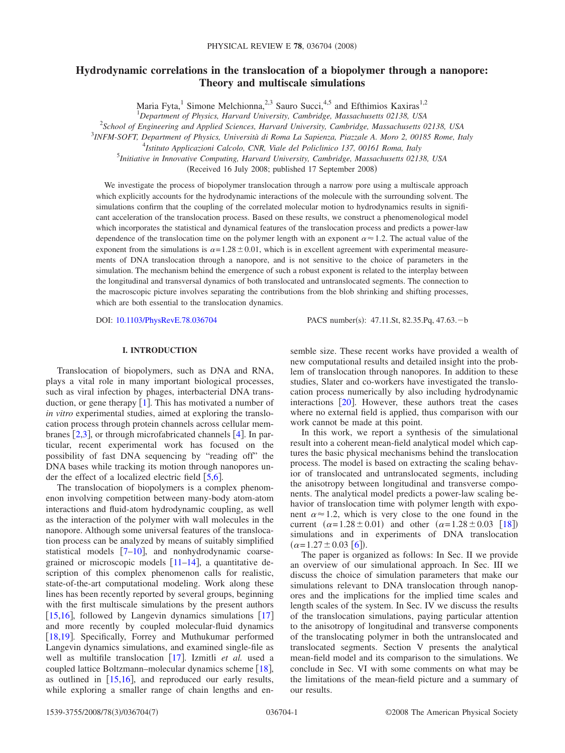# Hydrodynamic correlations in the translocation of a biopolymer through a nanopore: Theory and multiscale simulations

Maria Fyta,[1] Simone Melchionna,[2,3] Sauro Succi,[4,5] and Efthimios Kaxiras[1,2]

[1]*Department of Physics, Harvard University, Cambridge, Massachusetts 02138, USA*

[2]*School of Engineering and Applied Sciences, Harvard University, Cambridge, Massachusetts 02138, USA*

[3]*INFM-SOFT, Department of Physics, Università di Roma La Sapienza, Piazzale A. Moro 2, 00185 Rome, Italy*

[4]*Istituto Applicazioni Calcolo, CNR, Viale del Policlinico 137, 00161 Roma, Italy*

[5]*Initiative in Innovative Computing, Harvard University, Cambridge, Massachusetts 02138, USA*

(Received 16 July 2008; published 17 September 2008)

We investigate the process of biopolymer translocation through a narrow pore using a multiscale approach which explicitly accounts for the hydrodynamic interactions of the molecule with the surrounding solvent. The simulations confirm that the coupling of the correlated molecular motion to hydrodynamics results in significant acceleration of the translocation process. Based on these results, we construct a phenomenological model which incorporates the statistical and dynamical features of the translocation process and predicts a power-law dependence of the translocation time on the polymer length with an exponent $\alpha \approx 1.2$. The actual value of the exponent from the simulations is $\alpha = 1.28 \pm 0.01$, which is in excellent agreement with experimental measurements of DNA translocation through a nanopore, and is not sensitive to the choice of parameters in the simulation. The mechanism behind the emergence of such a robust exponent is related to the interplay between the longitudinal and transversal dynamics of both translocated and untranslocated segments. The connection to the macroscopic picture involves separating the contributions from the blob shrinking and shifting processes, which are both essential to the translocation dynamics.

DOI: 10.1103/PhysRevE.78.036704 PACS number(s): 47.11.St, 82.35.Pq, 47.63.−b

## I. INTRODUCTION

Translocation of biopolymers, such as DNA and RNA, plays a vital role in many important biological processes, such as viral infection by phages, interbacterial DNA transduction, or gene therapy [1]. This has motivated a number of *in vitro* experimental studies, aimed at exploring the translocation process through protein channels across cellular membranes [2,3], or through microfabricated channels [4]. In particular, recent experimental work has focused on the possibility of fast DNA sequencing by "reading off" the DNA bases while tracking its motion through nanopores under the effect of a localized electric field [5,6].

The translocation of biopolymers is a complex phenomenon involving competition between many-body atom-atom interactions and fluid-atom hydrodynamic coupling, as well as the interaction of the polymer with wall molecules in the nanopore. Although some universal features of the translocation process can be analyzed by means of suitably simplified statistical models [7–10], and nonhydrodynamic coarse-grained or microscopic models [11–14], a quantitative description of this complex phenomenon calls for realistic, state-of-the-art computational modeling. Work along these lines has been recently reported by several groups, beginning with the first multiscale simulations by the present authors [15,16], followed by Langevin dynamics simulations [17] and more recently by coupled molecular-fluid dynamics [18,19]. Specifically, Forrey and Muthukumar performed Langevin dynamics simulations, and examined single-file as well as multifile translocation [17]. Izmitli *et al.* used a coupled lattice Boltzmann–molecular dynamics scheme [18], as outlined in [15,16], and reproduced our early results, while exploring a smaller range of chain lengths and ensemble size. These recent works have provided a wealth of new computational results and detailed insight into the problem of translocation through nanopores. In addition to these studies, Slater and co-workers have investigated the translocation process numerically by also including hydrodynamic interactions [20]. However, these authors treat the cases where no external field is applied, thus comparison with our work cannot be made at this point.

In this work, we report a synthesis of the simulational result into a coherent mean-field analytical model which captures the basic physical mechanisms behind the translocation process. The model is based on extracting the scaling behavior of translocated and untranslocated segments, including the anisotropy between longitudinal and transverse components. The analytical model predicts a power-law scaling behavior of translocation time with polymer length with exponent $\alpha \approx 1.2$, which is very close to the one found in the current ($\alpha = 1.28 \pm 0.01$) and other ($\alpha = 1.28 \pm 0.03$ [18]) simulations and in experiments of DNA translocation ($\alpha = 1.27 \pm 0.03$ [6]).

The paper is organized as follows: In Sec. II we provide an overview of our simulational approach. In Sec. III we discuss the choice of simulation parameters that make our simulations relevant to DNA translocation through nanopores and the implications for the implied time scales and length scales of the system. In Sec. IV we discuss the results of the translocation simulations, paying particular attention to the anisotropy of longitudinal and transverse components of the translocating polymer in both the untranslocated and translocated segments. Section V presents the analytical mean-field model and its comparison to the simulations. We conclude in Sec. VI with some comments on what may be the limitations of the mean-field picture and a summary of our results.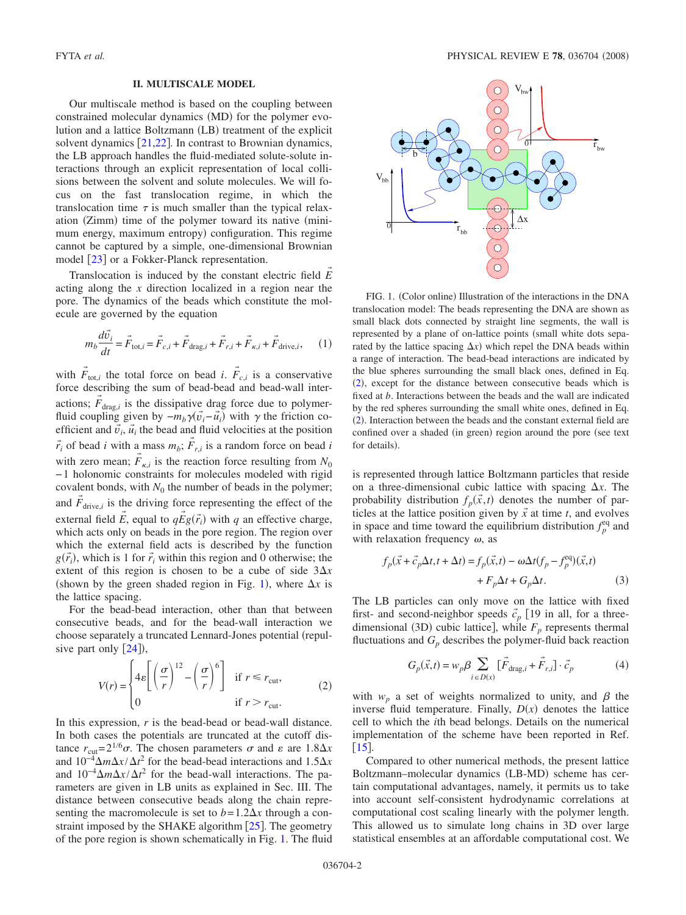## II. MULTISCALE MODEL

Our multiscale method is based on the coupling between constrained molecular dynamics (MD) for the polymer evolution and a lattice Boltzmann (LB) treatment of the explicit solvent dynamics [21,22]. In contrast to Brownian dynamics, the LB approach handles the fluid-mediated solute-solute interactions through an explicit representation of local collisions between the solvent and solute molecules. We will focus on the fast translocation regime, in which the translocation time $\tau$ is much smaller than the typical relaxation (Zimm) time of the polymer toward its native (minimum energy, maximum entropy) configuration. This regime cannot be captured by a simple, one-dimensional Brownian model [23] or a Fokker-Planck representation.

Translocation is induced by the constant electric field $\vec{E}$ acting along the $x$ direction localized in a region near the pore. The dynamics of the beads which constitute the molecule are governed by the equation

$$m_b \frac{d\vec{v}_i}{dt} = \vec{F}_{\mathrm{tot},i} = \vec{F}_{c,i} + \vec{F}_{\mathrm{drag},i} + \vec{F}_{r,i} + \vec{F}_{\kappa,i} + \vec{F}_{\mathrm{drive},i}, \quad (1)$$

with $\vec{F}_{\mathrm{tot},i}$ the total force on bead $i$. $\vec{F}_{c,i}$ is a conservative force describing the sum of bead-bead and bead-wall interactions; $\vec{F}_{\mathrm{drag},i}$ is the dissipative drag force due to polymer-fluid coupling given by $-m_b\gamma(\vec{v}_i - \vec{u}_i)$ with $\gamma$ the friction coefficient and $\vec{v}_i$, $\vec{u}_i$ the bead and fluid velocities at the position $\vec{r}_i$ of bead $i$ with a mass $m_b$; $\vec{F}_{r,i}$ is a random force on bead $i$ with zero mean; $\vec{F}_{\kappa,i}$ is the reaction force resulting from $N_0 - 1$ holonomic constraints for molecules modeled with rigid covalent bonds, with $N_0$ the number of beads in the polymer; and $\vec{F}_{\mathrm{drive},i}$ is the driving force representing the effect of the external field $\vec{E}$, equal to $q\vec{E}g(\vec{r}_i)$ with $q$ an effective charge, which acts only on beads in the pore region. The region over which the external field acts is described by the function $g(\vec{r}_i)$, which is 1 for $\vec{r}_i$ within this region and 0 otherwise; the extent of this region is chosen to be a cube of side $3\Delta x$ (shown by the green shaded region in Fig. 1), where $\Delta x$ is the lattice spacing.

For the bead-bead interaction, other than that between consecutive beads, and for the bead-wall interaction we choose separately a truncated Lennard-Jones potential (repulsive part only [24]),

$$V(r) = \begin{cases} 4\varepsilon\left[\left(\dfrac{\sigma}{r}\right)^{12} - \left(\dfrac{\sigma}{r}\right)^{6}\right] & \text{if } r \leq r_{\mathrm{cut}}, \\ 0 & \text{if } r > r_{\mathrm{cut}}. \end{cases} \quad (2)$$

In this expression, $r$ is the bead-bead or bead-wall distance. In both cases the potentials are truncated at the cutoff distance $r_{\mathrm{cut}} = 2^{1/6}\sigma$. The chosen parameters $\sigma$ and $\varepsilon$ are $1.8\Delta x$ and $10^{-4}\Delta m \Delta x/\Delta t^2$ for the bead-bead interactions and $1.5\Delta x$ and $10^{-4}\Delta m \Delta x/\Delta t^2$ for the bead-wall interactions. The parameters are given in LB units as explained in Sec. III. The distance between consecutive beads along the chain representing the macromolecule is set to $b = 1.2\Delta x$ through a constraint imposed by the SHAKE algorithm [25]. The geometry of the pore region is shown schematically in Fig. 1. The fluid is represented through lattice Boltzmann particles that reside on a three-dimensional cubic lattice with spacing $\Delta x$. The probability distribution $f_p(\vec{x},t)$ denotes the number of particles at the lattice position given by $\vec{x}$ at time $t$, and evolves in space and time toward the equilibrium distribution $f_p^{\mathrm{eq}}$ and with relaxation frequency $\omega$, as

FIG. 1. (Color online) Illustration of the interactions in the DNA translocation model: The beads representing the DNA are shown as small black dots connected by straight line segments, the wall is represented by a plane of on-lattice points (small white dots separated by the lattice spacing $\Delta x$) which repel the DNA beads within a range of interaction. The bead-bead interactions are indicated by the blue spheres surrounding the small black ones, defined in Eq. (2), except for the distance between consecutive beads which is fixed at $b$. Interactions between the beads and the wall are indicated by the red spheres surrounding the small white ones, defined in Eq. (2). Interaction between the beads and the constant external field are confined over a shaded (in green) region around the pore (see text for details).

$$f_p(\vec{x} + \vec{c}_p\Delta t, t + \Delta t) = f_p(\vec{x},t) - \omega\Delta t(f_p - f_p^{\mathrm{eq}})(\vec{x},t) + F_p\Delta t + G_p\Delta t. \quad (3)$$

The LB particles can only move on the lattice with fixed first- and second-neighbor speeds $\vec{c}_p$ [19 in all, for a three-dimensional (3D) cubic lattice], while $F_p$ represents thermal fluctuations and $G_p$ describes the polymer-fluid back reaction

$$G_p(\vec{x},t) = w_p\beta \sum_{i \in D(x)} [\vec{F}_{\mathrm{drag},i} + \vec{F}_{r,i}] \cdot \vec{c}_p \quad (4)$$

with $w_p$ a set of weights normalized to unity, and $\beta$ the inverse fluid temperature. Finally, $D(x)$ denotes the lattice cell to which the $i$th bead belongs. Details on the numerical implementation of the scheme have been reported in Ref. [15].

Compared to other numerical methods, the present lattice Boltzmann–molecular dynamics (LB-MD) scheme has certain computational advantages, namely, it permits us to take into account self-consistent hydrodynamic correlations at computational cost scaling linearly with the polymer length. This allowed us to simulate long chains in 3D over large statistical ensembles at an affordable computational cost. We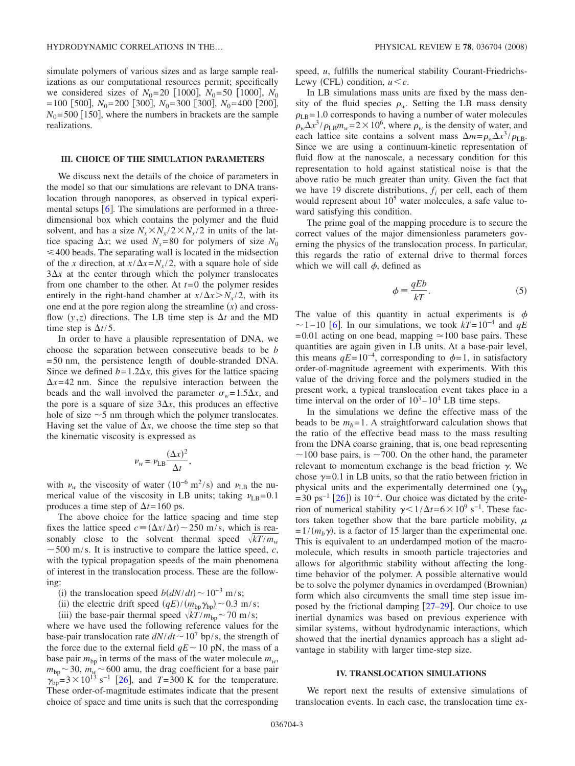simulate polymers of various sizes and as large sample realizations as our computational resources permit; specifically we considered sizes of $N_0=20$ [1000], $N_0=50$ [1000], $N_0=100$ [500], $N_0=200$ [300], $N_0=300$ [300], $N_0=400$ [200], $N_0=500$ [150], where the numbers in brackets are the sample realizations.

### III. CHOICE OF THE SIMULATION PARAMETERS

We discuss next the details of the choice of parameters in the model so that our simulations are relevant to DNA translocation through nanopores, as observed in typical experimental setups [6]. The simulations are performed in a three-dimensional box which contains the polymer and the fluid solvent, and has a size $N_x \times N_x/2 \times N_x/2$ in units of the lattice spacing $\Delta x$; we used $N_x=80$ for polymers of size $N_0 \leqslant 400$ beads. The separating wall is located in the midsection of the $x$ direction, at $x/\Delta x = N_x/2$, with a square hole of side $3\Delta x$ at the center through which the polymer translocates from one chamber to the other. At $t=0$ the polymer resides entirely in the right-hand chamber at $x/\Delta x > N_x/2$, with its one end at the pore region along the streamline $(x)$ and cross-flow $(y,z)$ directions. The LB time step is $\Delta t$ and the MD time step is $\Delta t/5$.

In order to have a plausible representation of DNA, we choose the separation between consecutive beads to be $b=50$ nm, the persistence length of double-stranded DNA. Since we defined $b=1.2\Delta x$, this gives for the lattice spacing $\Delta x=42$ nm. Since the repulsive interaction between the beads and the wall involved the parameter $\sigma_w=1.5\Delta x$, and the pore is a square of size $3\Delta x$, this produces an effective hole of size $\sim 5$ nm through which the polymer translocates. Having set the value of $\Delta x$, we choose the time step so that the kinematic viscosity is expressed as

$$\nu_w = \nu_{\rm LB}\frac{(\Delta x)^2}{\Delta t},$$

with $\nu_w$ the viscosity of water ($10^{-6}$ m$^2$/s) and $\nu_{\rm LB}$ the numerical value of the viscosity in LB units; taking $\nu_{\rm LB}=0.1$ produces a time step of $\Delta t=160$ ps.

The above choice for the lattice spacing and time step fixes the lattice speed $c \equiv (\Delta x/\Delta t) \sim 250$ m/s, which is reasonably close to the solvent thermal speed $\sqrt{kT/m_w} \sim 500$ m/s. It is instructive to compare the lattice speed, $c$, with the typical propagation speeds of the main phenomena of interest in the translocation process. These are the following:

(i) the translocation speed $b(dN/dt) \sim 10^{-3}$ m/s;

(ii) the electric drift speed $(qE)/(m_{\rm bp}\gamma_{\rm bp}) \sim 0.3$ m/s;

(iii) the base-pair thermal speed $\sqrt{kT/m_{\rm bp}} \sim 70$ m/s;

where we have used the following reference values for the base-pair translocation rate $dN/dt \sim 10^7$ bp/s, the strength of the force due to the external field $qE \sim 10$ pN, the mass of a base pair $m_{\rm bp}$ in terms of the mass of the water molecule $m_w$, $m_{\rm bp} \sim 30$, $m_w \sim 600$ amu, the drag coefficient for a base pair $\gamma_{\rm bp}=3\times 10^{13}$ s$^{-1}$ [26], and $T=300$ K for the temperature. These order-of-magnitude estimates indicate that the present choice of space and time units is such that the corresponding speed, $u$, fulfills the numerical stability Courant-Friedrichs-Lewy (CFL) condition, $u<c$.

In LB simulations mass units are fixed by the mass density of the fluid species $\rho_w$. Setting the LB mass density $\rho_{\rm LB}=1.0$ corresponds to having a number of water molecules $\rho_w \Delta x^3/\rho_{\rm LB} m_w = 2\times 10^6$, where $\rho_w$ is the density of water, and each lattice site contains a solvent mass $\Delta m = \rho_w \Delta x^3/\rho_{\rm LB}$. Since we are using a continuum-kinetic representation of fluid flow at the nanoscale, a necessary condition for this representation to hold against statistical noise is that the above ratio be much greater than unity. Given the fact that we have 19 discrete distributions, $f_i$ per cell, each of them would represent about $10^5$ water molecules, a safe value toward satisfying this condition.

The prime goal of the mapping procedure is to secure the correct values of the major dimensionless parameters governing the physics of the translocation process. In particular, this regards the ratio of external drive to thermal forces which we will call $\phi$, defined as

$$\phi \equiv \frac{qEb}{kT}. \tag{5}$$

The value of this quantity in actual experiments is $\phi \sim 1$–$10$ [6]. In our simulations, we took $kT=10^{-4}$ and $qE=0.01$ acting on one bead, mapping $\simeq 100$ base pairs. These quantities are again given in LB units. At a base-pair level, this means $qE=10^{-4}$, corresponding to $\phi=1$, in satisfactory order-of-magnitude agreement with experiments. With this value of the driving force and the polymers studied in the present work, a typical translocation event takes place in a time interval on the order of $10^3$–$10^4$ LB time steps.

In the simulations we define the effective mass of the beads to be $m_b=1$. A straightforward calculation shows that the ratio of the effective bead mass to the mass resulting from the DNA coarse graining, that is, one bead representing $\sim 100$ base pairs, is $\sim 700$. On the other hand, the parameter relevant to momentum exchange is the bead friction $\gamma$. We chose $\gamma=0.1$ in LB units, so that the ratio between friction in physical units and the experimentally determined one ($\gamma_{\rm bp}=30$ ps$^{-1}$ [26]) is $10^{-4}$. Our choice was dictated by the criterion of numerical stability $\gamma<1/\Delta t = 6\times 10^9$ s$^{-1}$. These factors taken together show that the bare particle mobility, $\mu = 1/(m_b\gamma)$, is a factor of 15 larger than the experimental one. This is equivalent to an underdamped motion of the macromolecule, which results in smooth particle trajectories and allows for algorithmic stability without affecting the long-time behavior of the polymer. A possible alternative would be to solve the polymer dynamics in overdamped (Brownian) form which also circumvents the small time step issue imposed by the frictional damping [27–29]. Our choice to use inertial dynamics was based on previous experience with similar systems, without hydrodynamic interactions, which showed that the inertial dynamics approach has a slight advantage in stability with larger time-step size.

### IV. TRANSLOCATION SIMULATIONS

We report next the results of extensive simulations of translocation events. In each case, the translocation time ex-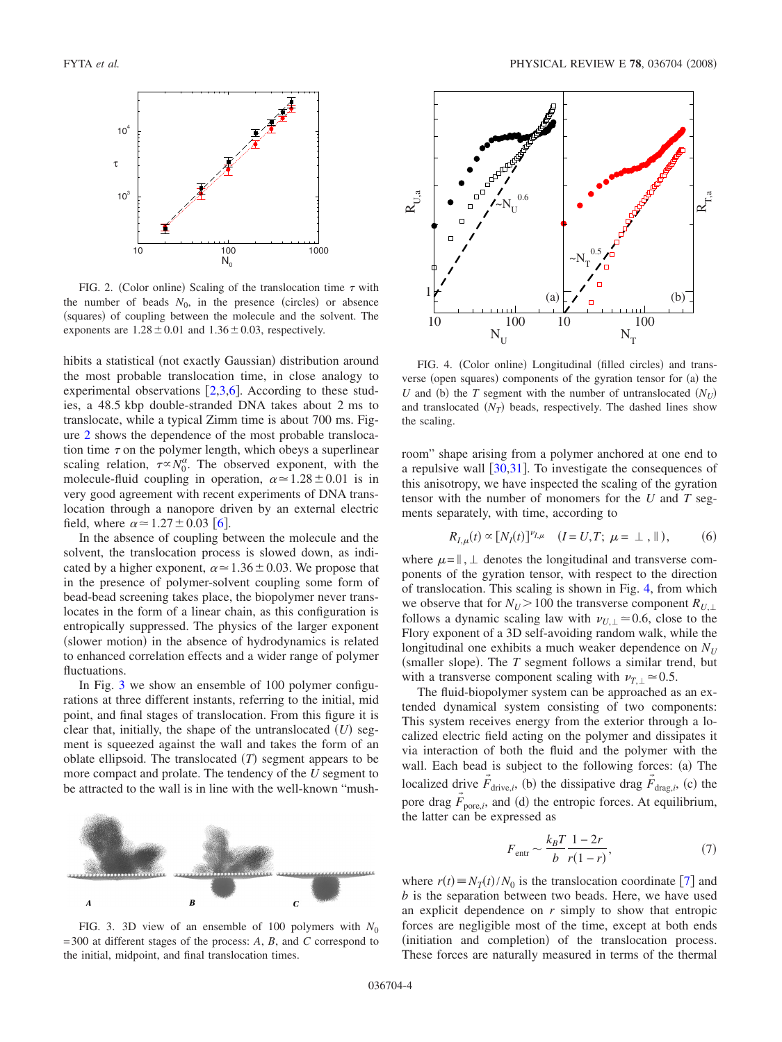FIG. 2. (Color online) Scaling of the translocation time $\tau$ with the number of beads $N_0$, in the presence (circles) or absence (squares) of coupling between the molecule and the solvent. The exponents are $1.28 \pm 0.01$ and $1.36 \pm 0.03$, respectively.

hibits a statistical (not exactly Gaussian) distribution around the most probable translocation time, in close analogy to experimental observations [2,3,6]. According to these studies, a 48.5 kbp double-stranded DNA takes about 2 ms to translocate, while a typical Zimm time is about 700 ms. Figure 2 shows the dependence of the most probable translocation time $\tau$ on the polymer length, which obeys a superlinear scaling relation, $\tau \propto N_0^{\alpha}$. The observed exponent, with the molecule-fluid coupling in operation, $\alpha \simeq 1.28 \pm 0.01$ is in very good agreement with recent experiments of DNA translocation through a nanopore driven by an external electric field, where $\alpha \simeq 1.27 \pm 0.03$ [6].

In the absence of coupling between the molecule and the solvent, the translocation process is slowed down, as indicated by a higher exponent, $\alpha \simeq 1.36 \pm 0.03$. We propose that in the presence of polymer-solvent coupling some form of bead-bead screening takes place, the biopolymer never translocates in the form of a linear chain, as this configuration is entropically suppressed. The physics of the larger exponent (slower motion) in the absence of hydrodynamics is related to enhanced correlation effects and a wider range of polymer fluctuations.

In Fig. 3 we show an ensemble of 100 polymer configurations at three different instants, referring to the initial, mid point, and final stages of translocation. From this figure it is clear that, initially, the shape of the untranslocated ($U$) segment is squeezed against the wall and takes the form of an oblate ellipsoid. The translocated ($T$) segment appears to be more compact and prolate. The tendency of the $U$ segment to be attracted to the wall is in line with the well-known "mushroom" shape arising from a polymer anchored at one end to a repulsive wall [30,31]. To investigate the consequences of this anisotropy, we have inspected the scaling of the gyration tensor with the number of monomers for the $U$ and $T$ segments separately, with time, according to

$$R_{I,\mu}(t) \propto [N_I(t)]^{\nu_{I,\mu}} \quad (I = U,T;\ \mu = \perp, \parallel), \tag{6}$$

FIG. 3. 3D view of an ensemble of 100 polymers with $N_0 = 300$ at different stages of the process: $A$, $B$, and $C$ correspond to the initial, midpoint, and final translocation times.

FIG. 4. (Color online) Longitudinal (filled circles) and transverse (open squares) components of the gyration tensor for (a) the $U$ and (b) the $T$ segment with the number of untranslocated ($N_U$) and translocated ($N_T$) beads, respectively. The dashed lines show the scaling.

where $\mu = \parallel, \perp$ denotes the longitudinal and transverse components of the gyration tensor, with respect to the direction of translocation. This scaling is shown in Fig. 4, from which we observe that for $N_U > 100$ the transverse component $R_{U,\perp}$ follows a dynamic scaling law with $\nu_{U,\perp} \simeq 0.6$, close to the Flory exponent of a 3D self-avoiding random walk, while the longitudinal one exhibits a much weaker dependence on $N_U$ (smaller slope). The $T$ segment follows a similar trend, but with a transverse component scaling with $\nu_{T,\perp} \simeq 0.5$.

The fluid-biopolymer system can be approached as an extended dynamical system consisting of two components: This system receives energy from the exterior through a localized electric field acting on the polymer and dissipates it via interaction of both the fluid and the polymer with the wall. Each bead is subject to the following forces: (a) The localized drive $\vec{F}_{\text{drive},i}$, (b) the dissipative drag $\vec{F}_{\text{drag},i}$, (c) the pore drag $\vec{F}_{\text{pore},i}$, and (d) the entropic forces. At equilibrium, the latter can be expressed as

$$F_{\text{entr}} \sim \frac{k_B T}{b} \frac{1-2r}{r(1-r)}, \tag{7}$$

where $r(t) \equiv N_T(t)/N_0$ is the translocation coordinate [7] and $b$ is the separation between two beads. Here, we have used an explicit dependence on $r$ simply to show that entropic forces are negligible most of the time, except at both ends (initiation and completion) of the translocation process. These forces are naturally measured in terms of the thermal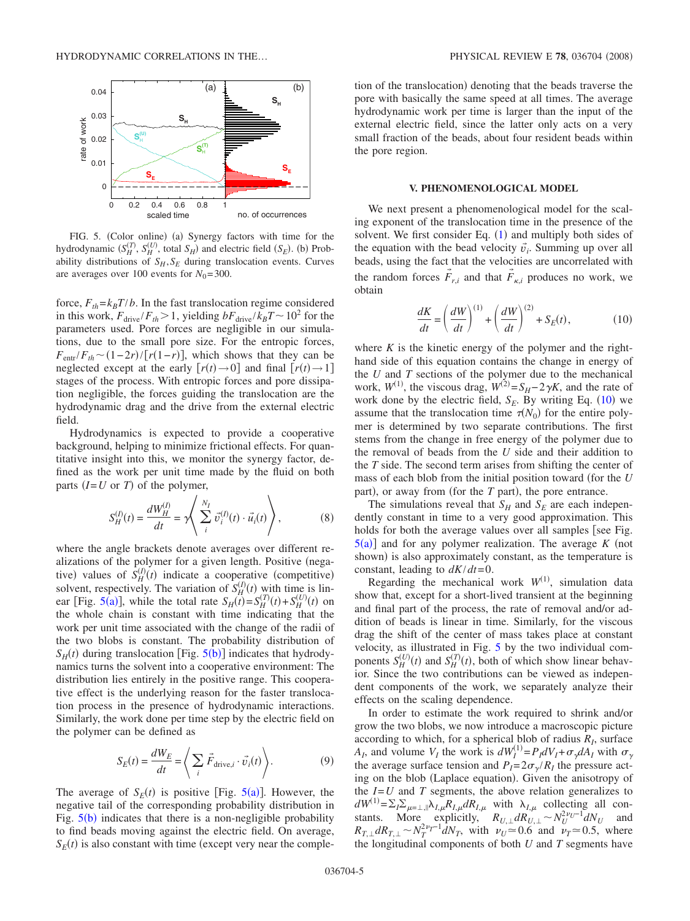FIG. 5. (Color online) (a) Synergy factors with time for the hydrodynamic ($S_H^{(T)}$, $S_H^{(U)}$, total $S_H$) and electric field ($S_E$). (b) Probability distributions of $S_H, S_E$ during translocation events. Curves are averages over 100 events for $N_0=300$.

force, $F_{th}=k_BT/b$. In the fast translocation regime considered in this work, $F_{\text{drive}}/F_{th}>1$, yielding $bF_{\text{drive}}/k_BT\sim 10^2$ for the parameters used. Pore forces are negligible in our simulations, due to the small pore size. For the entropic forces, $F_{\text{entr}}/F_{th}\sim(1-2r)/[r(1-r)]$, which shows that they can be neglected except at the early $[r(t)\to 0]$ and final $[r(t)\to 1]$ stages of the process. With entropic forces and pore dissipation negligible, the forces guiding the translocation are the hydrodynamic drag and the drive from the external electric field.

Hydrodynamics is expected to provide a cooperative background, helping to minimize frictional effects. For quantitative insight into this, we monitor the synergy factor, defined as the work per unit time made by the fluid on both parts ($I=U$ or $T$) of the polymer,

$$S_H^{(I)}(t)=\frac{dW_H^{(I)}}{dt}=\gamma\left\langle\sum_i^{N_I}\vec{v}_i^{(I)}(t)\cdot\vec{u}_i(t)\right\rangle, \tag{8}$$

where the angle brackets denote averages over different realizations of the polymer for a given length. Positive (negative) values of $S_H^{(I)}(t)$ indicate a cooperative (competitive) solvent, respectively. The variation of $S_H^{(I)}(t)$ with time is linear [Fig. 5(a)], while the total rate $S_H(t)=S_H^{(T)}(t)+S_H^{(U)}(t)$ on the whole chain is constant with time indicating that the work per unit time associated with the change of the radii of the two blobs is constant. The probability distribution of $S_H(t)$ during translocation [Fig. 5(b)] indicates that hydrodynamics turns the solvent into a cooperative environment: The distribution lies entirely in the positive range. This cooperative effect is the underlying reason for the faster translocation process in the presence of hydrodynamic interactions. Similarly, the work done per time step by the electric field on the polymer can be defined as

$$S_E(t)=\frac{dW_E}{dt}=\left\langle\sum_i\vec{F}_{\text{drive},i}\cdot\vec{v}_i(t)\right\rangle. \tag{9}$$

The average of $S_E(t)$ is positive [Fig. 5(a)]. However, the negative tail of the corresponding probability distribution in Fig. 5(b) indicates that there is a non-negligible probability to find beads moving against the electric field. On average, $S_E(t)$ is also constant with time (except very near the completion of the translocation) denoting that the beads traverse the pore with basically the same speed at all times. The average hydrodynamic work per time is larger than the input of the external electric field, since the latter only acts on a very small fraction of the beads, about four resident beads within the pore region.

## V. PHENOMENOLOGICAL MODEL

We next present a phenomenological model for the scaling exponent of the translocation time in the presence of the solvent. We first consider Eq. (1) and multiply both sides of the equation with the bead velocity $\vec{v}_i$. Summing up over all beads, using the fact that the velocities are uncorrelated with the random forces $\vec{F}_{r,i}$ and that $\vec{F}_{\kappa,i}$ produces no work, we obtain

$$\frac{dK}{dt}=\left(\frac{dW}{dt}\right)^{(1)}+\left(\frac{dW}{dt}\right)^{(2)}+S_E(t), \tag{10}$$

where $K$ is the kinetic energy of the polymer and the right-hand side of this equation contains the change in energy of the $U$ and $T$ sections of the polymer due to the mechanical work, $W^{(1)}$, the viscous drag, $W^{(2)}=S_H-2\gamma K$, and the rate of work done by the electric field, $S_E$. By writing Eq. (10) we assume that the translocation time $\tau(N_0)$ for the entire polymer is determined by two separate contributions. The first stems from the change in free energy of the polymer due to the removal of beads from the $U$ side and their addition to the $T$ side. The second term arises from shifting the center of mass of each blob from the initial position toward (for the $U$ part), or away from (for the $T$ part), the pore entrance.

The simulations reveal that $S_H$ and $S_E$ are each independently constant in time to a very good approximation. This holds for both the average values over all samples [see Fig. 5(a)] and for any polymer realization. The average $K$ (not shown) is also approximately constant, as the temperature is constant, leading to $dK/dt=0$.

Regarding the mechanical work $W^{(1)}$, simulation data show that, except for a short-lived transient at the beginning and final part of the process, the rate of removal and/or addition of beads is linear in time. Similarly, for the viscous drag the shift of the center of mass takes place at constant velocity, as illustrated in Fig. 5 by the two individual components $S_H^{(U)}(t)$ and $S_H^{(T)}(t)$, both of which show linear behavior. Since the two contributions can be viewed as independent components of the work, we separately analyze their effects on the scaling dependence.

In order to estimate the work required to shrink and/or grow the two blobs, we now introduce a macroscopic picture according to which, for a spherical blob of radius $R_I$, surface $A_I$, and volume $V_I$ the work is $dW_I^{(1)}=P_I dV_I+\sigma_\gamma dA_I$ with $\sigma_\gamma$ the average surface tension and $P_I=2\sigma_\gamma/R_I$ the pressure acting on the blob (Laplace equation). Given the anisotropy of the $I=U$ and $T$ segments, the above relation generalizes to $dW^{(1)}=\Sigma_I\Sigma_{\mu=\perp,\parallel}\lambda_{I,\mu}R_{I,\mu}dR_{I,\mu}$ with $\lambda_{I,\mu}$ collecting all constants. More explicitly, $R_{U,\perp}dR_{U,\perp}\sim N_U^{2\nu_U-1}dN_U$ and $R_{T,\perp}dR_{T,\perp}\sim N_T^{2\nu_T-1}dN_T$, with $\nu_U\simeq 0.6$ and $\nu_T\simeq 0.5$, where the longitudinal components of both $U$ and $T$ segments have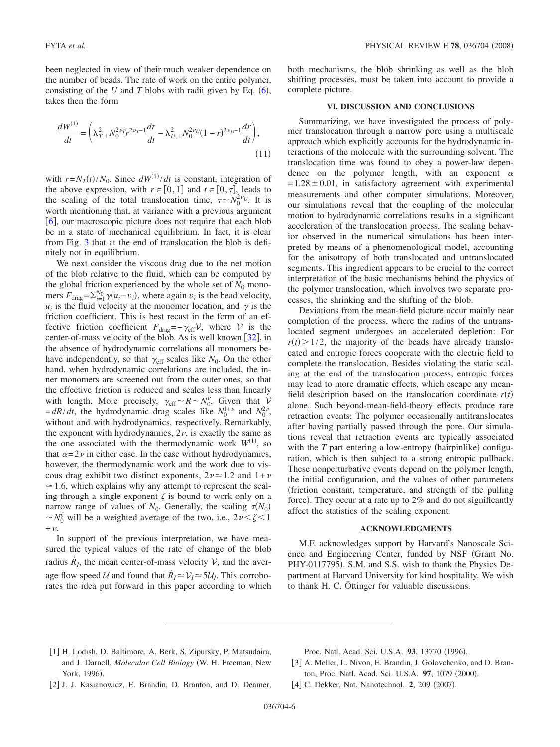been neglected in view of their much weaker dependence on the number of beads. The rate of work on the entire polymer, consisting of the $U$ and $T$ blobs with radii given by Eq. (6), takes then the form

$$\frac{dW^{(1)}}{dt} = \left( \lambda_{T,\perp}^2 N_0^{2\nu_T} r^{2\nu_T - 1} \frac{dr}{dt} - \lambda_{U,\perp}^2 N_0^{2\nu_U} (1-r)^{2\nu_U - 1} \frac{dr}{dt} \right), \tag{11}$$

with $r = N_T(t)/N_0$. Since $dW^{(1)}/dt$ is constant, integration of the above expression, with $r \in [0,1]$ and $t \in [0,\tau]$, leads to the scaling of the total translocation time, $\tau \sim N_0^{2\nu_U}$. It is worth mentioning that, at variance with a previous argument [6], our macroscopic picture does not require that each blob be in a state of mechanical equilibrium. In fact, it is clear from Fig. 3 that at the end of translocation the blob is definitely not in equilibrium.

We next consider the viscous drag due to the net motion of the blob relative to the fluid, which can be computed by the global friction experienced by the whole set of $N_0$ monomers $F_{\text{drag}} = \sum_{i=1}^{N_0} \gamma (u_i - v_i)$, where again $v_i$ is the bead velocity, $u_i$ is the fluid velocity at the monomer location, and $\gamma$ is the friction coefficient. This is best recast in the form of an effective friction coefficient $F_{\text{drag}} = -\gamma_{\text{eff}} \mathcal{V}$, where $\mathcal{V}$ is the center-of-mass velocity of the blob. As is well known [32], in the absence of hydrodynamic correlations all monomers behave independently, so that $\gamma_{\text{eff}}$ scales like $N_0$. On the other hand, when hydrodynamic correlations are included, the inner monomers are screened out from the outer ones, so that the effective friction is reduced and scales less than linearly with length. More precisely, $\gamma_{\text{eff}} \sim R \sim N_0^{\nu}$. Given that $\mathcal{V} = dR/dt$, the hydrodynamic drag scales like $N_0^{1+\nu}$ and $N_0^{2\nu}$, without and with hydrodynamics, respectively. Remarkably, the exponent with hydrodynamics, $2\nu$, is exactly the same as the one associated with the thermodynamic work $W^{(1)}$, so that $\alpha = 2\nu$ in either case. In the case without hydrodynamics, however, the thermodynamic work and the work due to viscous drag exhibit two distinct exponents, $2\nu \simeq 1.2$ and $1+\nu \simeq 1.6$, which explains why any attempt to represent the scaling through a single exponent $\zeta$ is bound to work only on a narrow range of values of $N_0$. Generally, the scaling $\tau(N_0) \sim N_0^{\zeta}$ will be a weighted average of the two, i.e., $2\nu < \zeta < 1 + \nu$.

In support of the previous interpretation, we have measured the typical values of the rate of change of the blob radius $\dot{R}_I$, the mean center-of-mass velocity $\mathcal{V}$, and the average flow speed $\mathcal{U}$ and found that $\dot{R}_I \simeq \mathcal{V}_I \simeq 5\mathcal{U}_I$. This corroborates the idea put forward in this paper according to which both mechanisms, the blob shrinking as well as the blob shifting processes, must be taken into account to provide a complete picture.

## VI. DISCUSSION AND CONCLUSIONS

Summarizing, we have investigated the process of polymer translocation through a narrow pore using a multiscale approach which explicitly accounts for the hydrodynamic interactions of the molecule with the surrounding solvent. The translocation time was found to obey a power-law dependence on the polymer length, with an exponent $\alpha = 1.28 \pm 0.01$, in satisfactory agreement with experimental measurements and other computer simulations. Moreover, our simulations reveal that the coupling of the molecular motion to hydrodynamic correlations results in a significant acceleration of the translocation process. The scaling behavior observed in the numerical simulations has been interpreted by means of a phenomenological model, accounting for the anisotropy of both translocated and untranslocated segments. This ingredient appears to be crucial to the correct interpretation of the basic mechanisms behind the physics of the polymer translocation, which involves two separate processes, the shrinking and the shifting of the blob.

Deviations from the mean-field picture occur mainly near completion of the process, where the radius of the untranslocated segment undergoes an accelerated depletion: For $r(t) > 1/2$, the majority of the beads have already translocated and entropic forces cooperate with the electric field to complete the translocation. Besides violating the static scaling at the end of the translocation process, entropic forces may lead to more dramatic effects, which escape any mean-field description based on the translocation coordinate $r(t)$ alone. Such beyond-mean-field-theory effects produce rare retraction events: The polymer occasionally antitranslocates after having partially passed through the pore. Our simulations reveal that retraction events are typically associated with the $T$ part entering a low-entropy (hairpinlike) configuration, which is then subject to a strong entropic pullback. These nonperturbative events depend on the polymer length, the initial configuration, and the values of other parameters (friction constant, temperature, and strength of the pulling force). They occur at a rate up to 2% and do not significantly affect the statistics of the scaling exponent.

## ACKNOWLEDGMENTS

M.F. acknowledges support by Harvard's Nanoscale Science and Engineering Center, funded by NSF (Grant No. PHY-0117795). S.M. and S.S. wish to thank the Physics Department at Harvard University for kind hospitality. We wish to thank H. C. Öttinger for valuable discussions.

---

[1] H. Lodish, D. Baltimore, A. Berk, S. Zipursky, P. Matsudaira, and J. Darnell, *Molecular Cell Biology* (W. H. Freeman, New York, 1996).

[2] J. J. Kasianowicz, E. Brandin, D. Branton, and D. Deamer, Proc. Natl. Acad. Sci. U.S.A. **93**, 13770 (1996).

[3] A. Meller, L. Nivon, E. Brandin, J. Golovchenko, and D. Branton, Proc. Natl. Acad. Sci. U.S.A. **97**, 1079 (2000).

[4] C. Dekker, Nat. Nanotechnol. **2**, 209 (2007).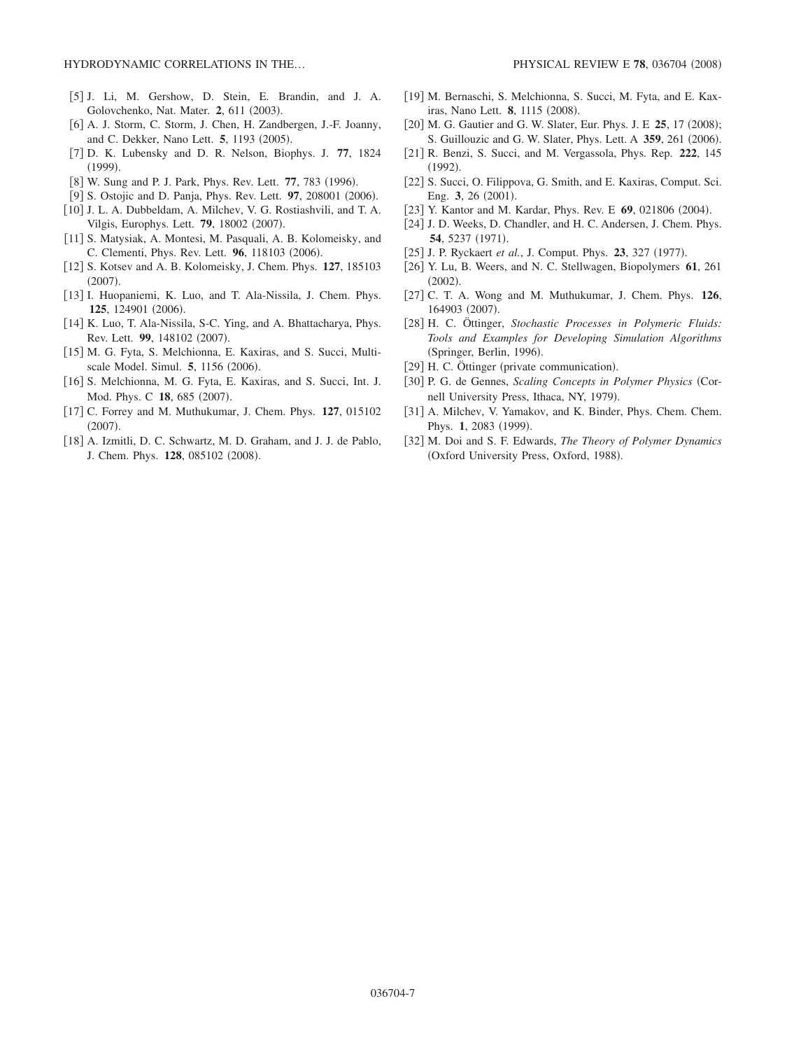[5] J. Li, M. Gershow, D. Stein, E. Brandin, and J. A. Golovchenko, Nat. Mater. **2**, 611 (2003).

[6] A. J. Storm, C. Storm, J. Chen, H. Zandbergen, J.-F. Joanny, and C. Dekker, Nano Lett. **5**, 1193 (2005).

[7] D. K. Lubensky and D. R. Nelson, Biophys. J. **77**, 1824 (1999).

[8] W. Sung and P. J. Park, Phys. Rev. Lett. **77**, 783 (1996).

[9] S. Ostojic and D. Panja, Phys. Rev. Lett. **97**, 208001 (2006).

[10] J. L. A. Dubbeldam, A. Milchev, V. G. Rostiashvili, and T. A. Vilgis, Europhys. Lett. **79**, 18002 (2007).

[11] S. Matysiak, A. Montesi, M. Pasquali, A. B. Kolomeisky, and C. Clementi, Phys. Rev. Lett. **96**, 118103 (2006).

[12] S. Kotsev and A. B. Kolomeisky, J. Chem. Phys. **127**, 185103 (2007).

[13] I. Huopaniemi, K. Luo, and T. Ala-Nissila, J. Chem. Phys. **125**, 124901 (2006).

[14] K. Luo, T. Ala-Nissila, S-C. Ying, and A. Bhattacharya, Phys. Rev. Lett. **99**, 148102 (2007).

[15] M. G. Fyta, S. Melchionna, E. Kaxiras, and S. Succi, Multiscale Model. Simul. **5**, 1156 (2006).

[16] S. Melchionna, M. G. Fyta, E. Kaxiras, and S. Succi, Int. J. Mod. Phys. C **18**, 685 (2007).

[17] C. Forrey and M. Muthukumar, J. Chem. Phys. **127**, 015102 (2007).

[18] A. Izmitli, D. C. Schwartz, M. D. Graham, and J. J. de Pablo, J. Chem. Phys. **128**, 085102 (2008).

[19] M. Bernaschi, S. Melchionna, S. Succi, M. Fyta, and E. Kaxiras, Nano Lett. **8**, 1115 (2008).

[20] M. G. Gautier and G. W. Slater, Eur. Phys. J. E **25**, 17 (2008); S. Guillouzic and G. W. Slater, Phys. Lett. A **359**, 261 (2006).

[21] R. Benzi, S. Succi, and M. Vergassola, Phys. Rep. **222**, 145 (1992).

[22] S. Succi, O. Filippova, G. Smith, and E. Kaxiras, Comput. Sci. Eng. **3**, 26 (2001).

[23] Y. Kantor and M. Kardar, Phys. Rev. E **69**, 021806 (2004).

[24] J. D. Weeks, D. Chandler, and H. C. Andersen, J. Chem. Phys. **54**, 5237 (1971).

[25] J. P. Ryckaert *et al.*, J. Comput. Phys. **23**, 327 (1977).

[26] Y. Lu, B. Weers, and N. C. Stellwagen, Biopolymers **61**, 261 (2002).

[27] C. T. A. Wong and M. Muthukumar, J. Chem. Phys. **126**, 164903 (2007).

[28] H. C. Öttinger, *Stochastic Processes in Polymeric Fluids: Tools and Examples for Developing Simulation Algorithms* (Springer, Berlin, 1996).

[29] H. C. Öttinger (private communication).

[30] P. G. de Gennes, *Scaling Concepts in Polymer Physics* (Cornell University Press, Ithaca, NY, 1979).

[31] A. Milchev, V. Yamakov, and K. Binder, Phys. Chem. Chem. Phys. **1**, 2083 (1999).

[32] M. Doi and S. F. Edwards, *The Theory of Polymer Dynamics* (Oxford University Press, Oxford, 1988).